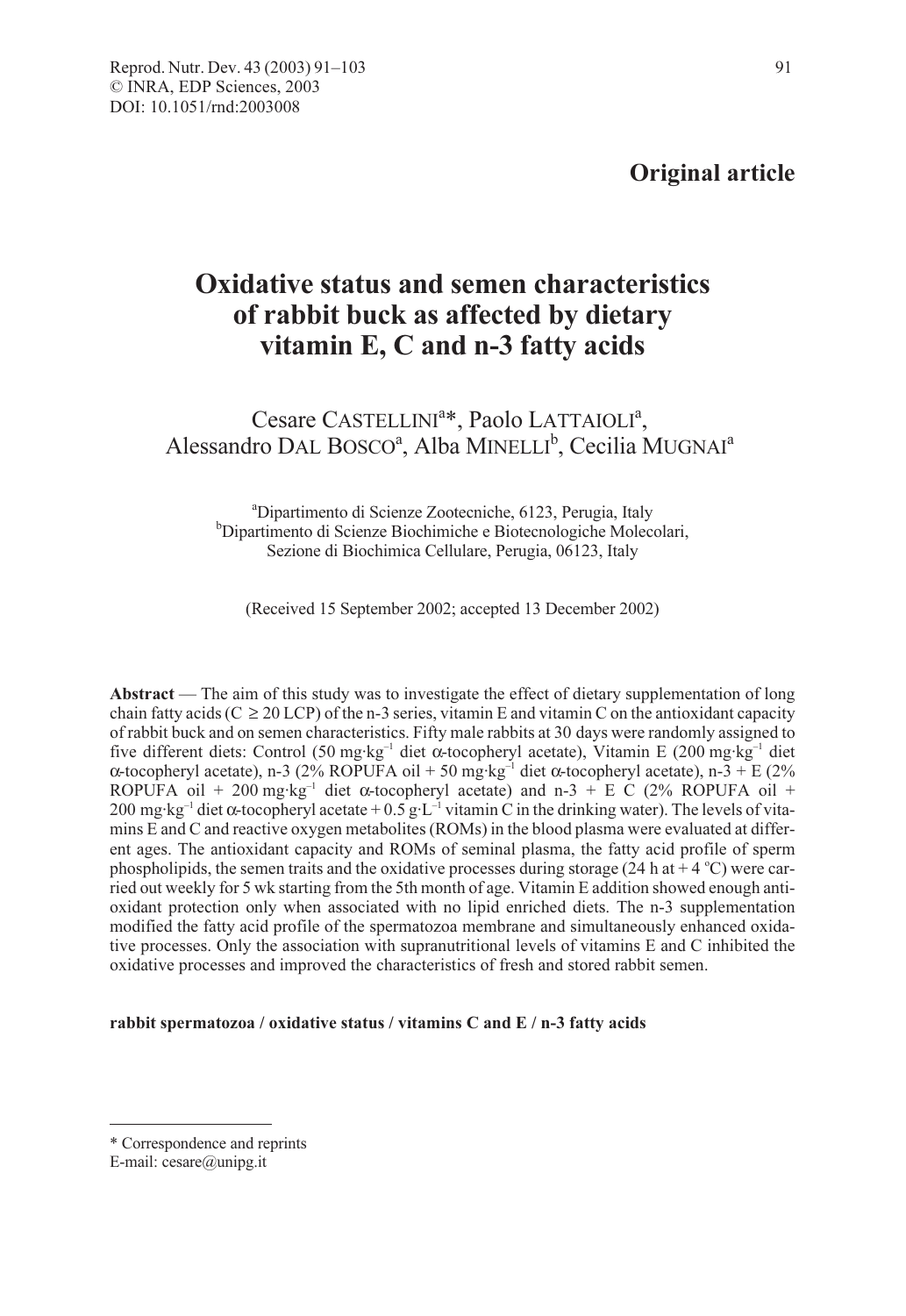**Original article**

# Oxidative status and semen characteristics of rabbit buck as affected by dietary vitamin E, C and n-3 fatty acids

Cesare CASTELLINI[a]*, Paolo LATTAIOLI[a], Alessandro DAL BOSCO[a], Alba MINELLI[b], Cecilia MUGNAI[a]

[a]Dipartimento di Scienze Zootecniche, 6123, Perugia, Italy
[b]Dipartimento di Scienze Biochimiche e Biotecnologiche Molecolari, Sezione di Biochimica Cellulare, Perugia, 06123, Italy

(Received 15 September 2002; accepted 13 December 2002)

**Abstract** — The aim of this study was to investigate the effect of dietary supplementation of long chain fatty acids ($C \geq 20$ LCP) of the n-3 series, vitamin E and vitamin C on the antioxidant capacity of rabbit buck and on semen characteristics. Fifty male rabbits at 30 days were randomly assigned to five different diets: Control (50 $mg \cdot kg^{-1}$ diet α-tocopheryl acetate), Vitamin E (200 $mg \cdot kg^{-1}$ diet α-tocopheryl acetate), n-3 (2% ROPUFA oil + 50 $mg \cdot kg^{-1}$ diet α-tocopheryl acetate), n-3 + E (2% ROPUFA oil + 200 $mg \cdot kg^{-1}$ diet α-tocopheryl acetate) and n-3 + E C (2% ROPUFA oil + 200 $mg \cdot kg^{-1}$ diet α-tocopheryl acetate + 0.5 $g \cdot L^{-1}$ vitamin C in the drinking water). The levels of vitamins E and C and reactive oxygen metabolites (ROMs) in the blood plasma were evaluated at different ages. The antioxidant capacity and ROMs of seminal plasma, the fatty acid profile of sperm phospholipids, the semen traits and the oxidative processes during storage (24 h at + 4 °C) were carried out weekly for 5 wk starting from the 5th month of age. Vitamin E addition showed enough antioxidant protection only when associated with no lipid enriched diets. The n-3 supplementation modified the fatty acid profile of the spermatozoa membrane and simultaneously enhanced oxidative processes. Only the association with supranutritional levels of vitamins E and C inhibited the oxidative processes and improved the characteristics of fresh and stored rabbit semen.

**rabbit spermatozoa / oxidative status / vitamins C and E / n-3 fatty acids**

---

\* Correspondence and reprints
E-mail: cesare@unipg.it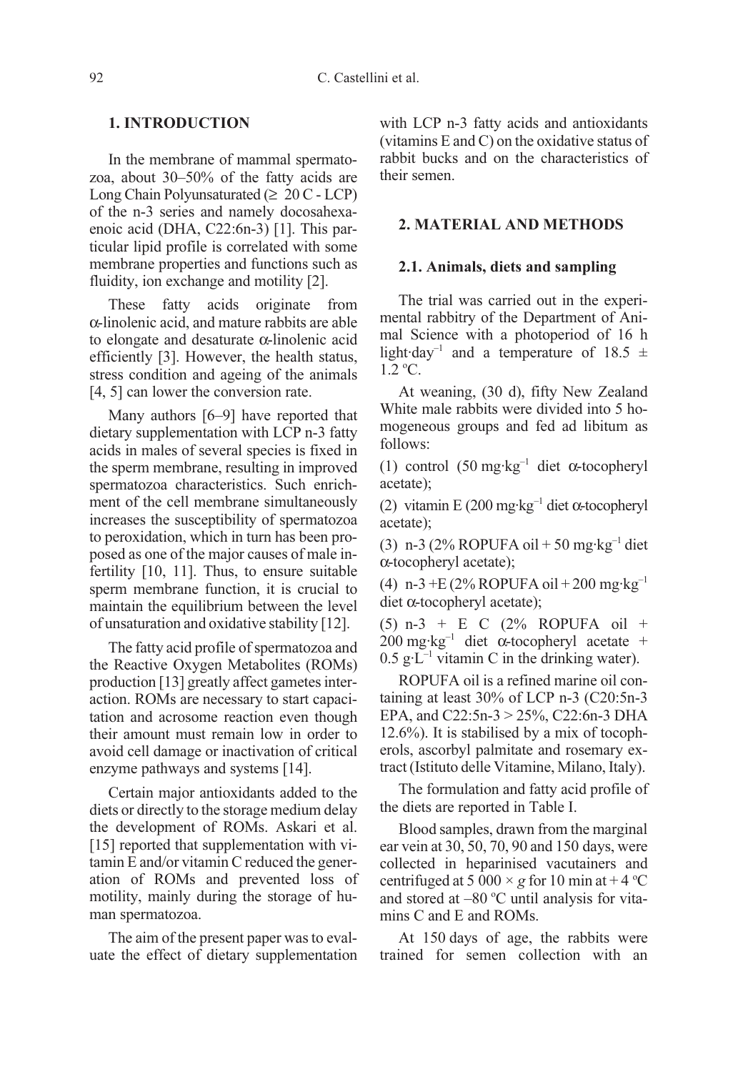## 1. INTRODUCTION

In the membrane of mammal spermatozoa, about 30–50% of the fatty acids are Long Chain Polyunsaturated (≥ 20 C - LCP) of the n-3 series and namely docosahexaenoic acid (DHA, C22:6n-3) [1]. This particular lipid profile is correlated with some membrane properties and functions such as fluidity, ion exchange and motility [2].

These fatty acids originate from α-linolenic acid, and mature rabbits are able to elongate and desaturate α-linolenic acid efficiently [3]. However, the health status, stress condition and ageing of the animals [4, 5] can lower the conversion rate.

Many authors [6–9] have reported that dietary supplementation with LCP n-3 fatty acids in males of several species is fixed in the sperm membrane, resulting in improved spermatozoa characteristics. Such enrichment of the cell membrane simultaneously increases the susceptibility of spermatozoa to peroxidation, which in turn has been proposed as one of the major causes of male infertility [10, 11]. Thus, to ensure suitable sperm membrane function, it is crucial to maintain the equilibrium between the level of unsaturation and oxidative stability [12].

The fatty acid profile of spermatozoa and the Reactive Oxygen Metabolites (ROMs) production [13] greatly affect gametes interaction. ROMs are necessary to start capacitation and acrosome reaction even though their amount must remain low in order to avoid cell damage or inactivation of critical enzyme pathways and systems [14].

Certain major antioxidants added to the diets or directly to the storage medium delay the development of ROMs. Askari et al. [15] reported that supplementation with vitamin E and/or vitamin C reduced the generation of ROMs and prevented loss of motility, mainly during the storage of human spermatozoa.

The aim of the present paper was to evaluate the effect of dietary supplementation with LCP n-3 fatty acids and antioxidants (vitamins E and C) on the oxidative status of rabbit bucks and on the characteristics of their semen.

## 2. MATERIAL AND METHODS

### 2.1. Animals, diets and sampling

The trial was carried out in the experimental rabbitry of the Department of Animal Science with a photoperiod of 16 h light·day$^{-1}$ and a temperature of 18.5 ± 1.2 °C.

At weaning, (30 d), fifty New Zealand White male rabbits were divided into 5 homogeneous groups and fed ad libitum as follows:

(1) control (50 mg·kg$^{-1}$ diet α-tocopheryl acetate);

(2) vitamin E (200 mg·kg$^{-1}$ diet α-tocopheryl acetate);

(3) n-3 (2% ROPUFA oil + 50 mg·kg$^{-1}$ diet α-tocopheryl acetate);

(4) n-3 +E (2% ROPUFA oil + 200 mg·kg$^{-1}$ diet α-tocopheryl acetate);

(5) n-3 + E C (2% ROPUFA oil + 200 mg·kg$^{-1}$ diet α-tocopheryl acetate + 0.5 g·L$^{-1}$ vitamin C in the drinking water).

ROPUFA oil is a refined marine oil containing at least 30% of LCP n-3 (C20:5n-3 EPA, and C22:5n-3 > 25%, C22:6n-3 DHA 12.6%). It is stabilised by a mix of tocopherols, ascorbyl palmitate and rosemary extract (Istituto delle Vitamine, Milano, Italy).

The formulation and fatty acid profile of the diets are reported in Table I.

Blood samples, drawn from the marginal ear vein at 30, 50, 70, 90 and 150 days, were collected in heparinised vacutainers and centrifuged at 5 000 × *g* for 10 min at + 4 °C and stored at –80 °C until analysis for vitamins C and E and ROMs.

At 150 days of age, the rabbits were trained for semen collection with an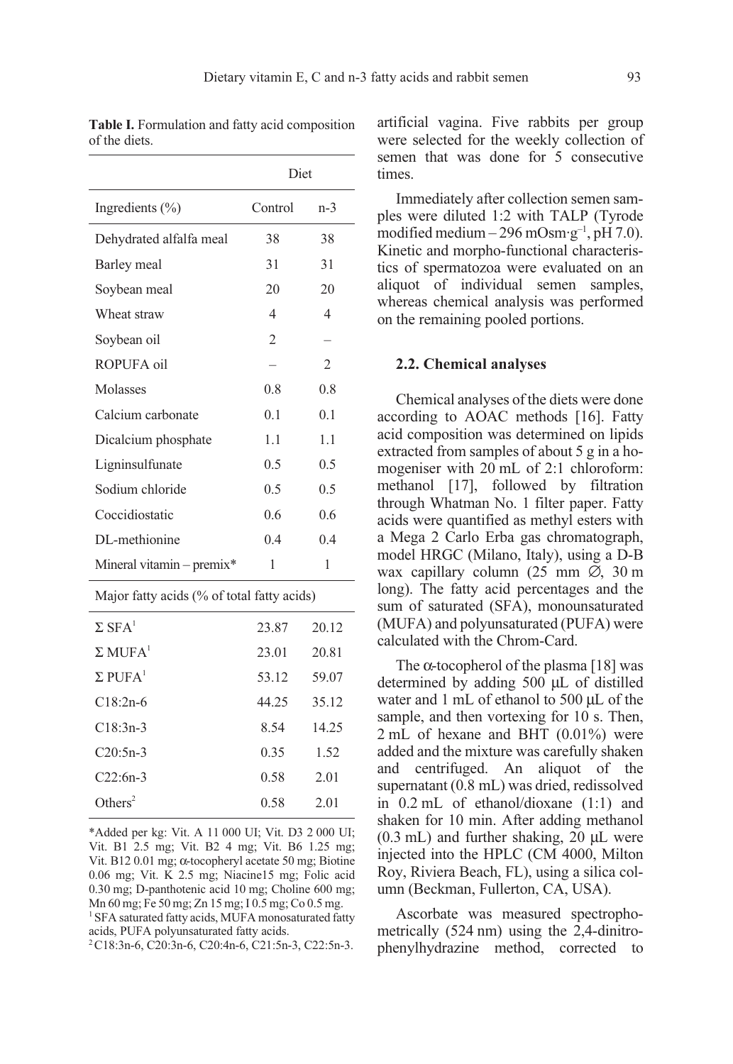**Table I.** Formulation and fatty acid composition of the diets.

| | Diet | |
|---|---|---|
| Ingredients (%) | Control | n-3 |
| Dehydrated alfalfa meal | 38 | 38 |
| Barley meal | 31 | 31 |
| Soybean meal | 20 | 20 |
| Wheat straw | 4 | 4 |
| Soybean oil | 2 | – |
| ROPUFA oil | – | 2 |
| Molasses | 0.8 | 0.8 |
| Calcium carbonate | 0.1 | 0.1 |
| Dicalcium phosphate | 1.1 | 1.1 |
| Ligninsulfunate | 0.5 | 0.5 |
| Sodium chloride | 0.5 | 0.5 |
| Coccidiostatic | 0.6 | 0.6 |
| DL-methionine | 0.4 | 0.4 |
| Mineral vitamin – premix* | 1 | 1 |
| Major fatty acids (% of total fatty acids) | | |
| Σ SFA[1] | 23.87 | 20.12 |
| Σ MUFA[1] | 23.01 | 20.81 |
| Σ PUFA[1] | 53.12 | 59.07 |
| C18:2n-6 | 44.25 | 35.12 |
| C18:3n-3 | 8.54 | 14.25 |
| C20:5n-3 | 0.35 | 1.52 |
| C22:6n-3 | 0.58 | 2.01 |
| Others[2] | 0.58 | 2.01 |

*Added per kg: Vit. A 11 000 UI; Vit. D3 2 000 UI; Vit. B1 2.5 mg; Vit. B2 4 mg; Vit. B6 1.25 mg; Vit. B12 0.01 mg; α-tocopheryl acetate 50 mg; Biotine 0.06 mg; Vit. K 2.5 mg; Niacine15 mg; Folic acid 0.30 mg; D-panthotenic acid 10 mg; Choline 600 mg; Mn 60 mg; Fe 50 mg; Zn 15 mg; I 0.5 mg; Co 0.5 mg.
[1] SFA saturated fatty acids, MUFA monosaturated fatty acids, PUFA polyunsaturated fatty acids.
[2] C18:3n-6, C20:3n-6, C20:4n-6, C21:5n-3, C22:5n-3.

artificial vagina. Five rabbits per group were selected for the weekly collection of semen that was done for 5 consecutive times.

Immediately after collection semen samples were diluted 1:2 with TALP (Tyrode modified medium – 296 mOsm·g$^{-1}$, pH 7.0). Kinetic and morpho-functional characteristics of spermatozoa were evaluated on an aliquot of individual semen samples, whereas chemical analysis was performed on the remaining pooled portions.

### 2.2. Chemical analyses

Chemical analyses of the diets were done according to AOAC methods [16]. Fatty acid composition was determined on lipids extracted from samples of about 5 g in a homogeniser with 20 mL of 2:1 chloroform: methanol [17], followed by filtration through Whatman No. 1 filter paper. Fatty acids were quantified as methyl esters with a Mega 2 Carlo Erba gas chromatograph, model HRGC (Milano, Italy), using a D-B wax capillary column (25 mm ∅, 30 m long). The fatty acid percentages and the sum of saturated (SFA), monounsaturated (MUFA) and polyunsaturated (PUFA) were calculated with the Chrom-Card.

The α-tocopherol of the plasma [18] was determined by adding 500 μL of distilled water and 1 mL of ethanol to 500 μL of the sample, and then vortexing for 10 s. Then, 2 mL of hexane and BHT (0.01%) were added and the mixture was carefully shaken and centrifuged. An aliquot of the supernatant (0.8 mL) was dried, redissolved in 0.2 mL of ethanol/dioxane (1:1) and shaken for 10 min. After adding methanol (0.3 mL) and further shaking, 20 μL were injected into the HPLC (CM 4000, Milton Roy, Riviera Beach, FL), using a silica column (Beckman, Fullerton, CA, USA).

Ascorbate was measured spectrophotometrically (524 nm) using the 2,4-dinitrophenylhydrazine method, corrected to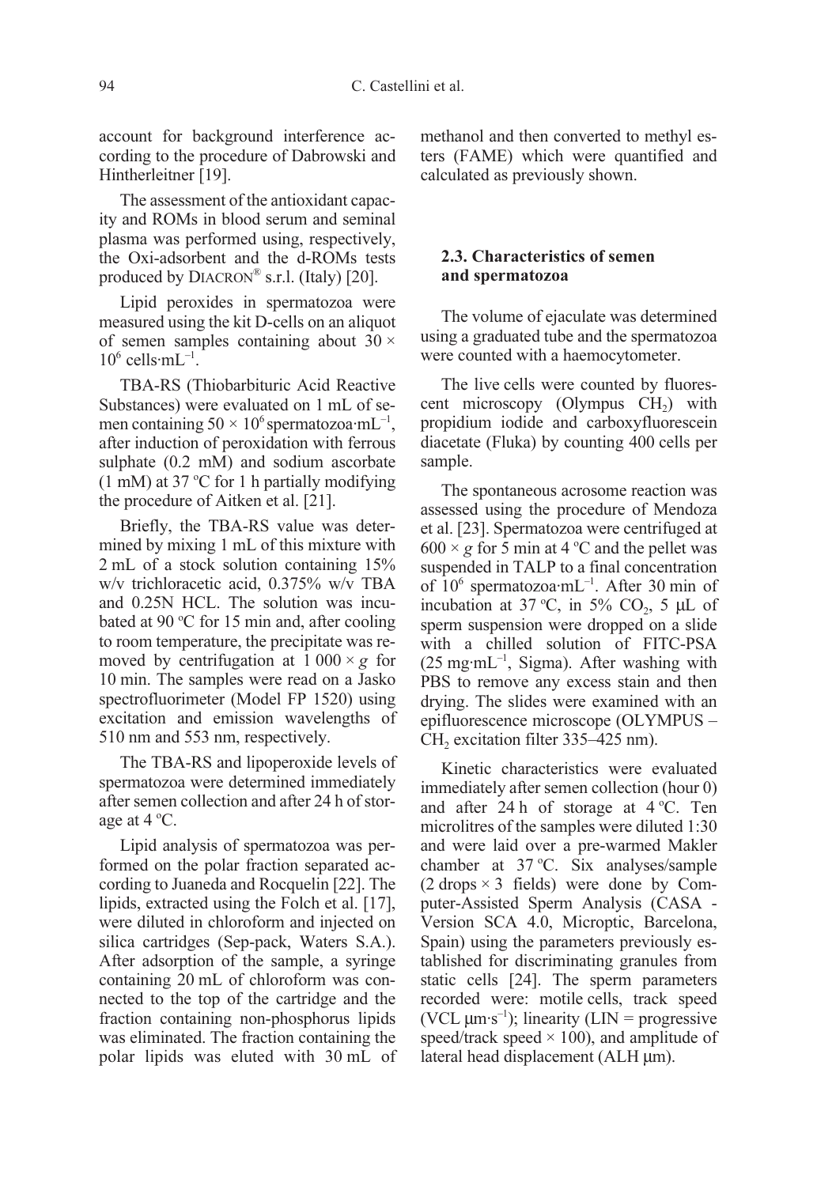account for background interference according to the procedure of Dabrowski and Hintherleitner [19].

The assessment of the antioxidant capacity and ROMs in blood serum and seminal plasma was performed using, respectively, the Oxi-adsorbent and the d-ROMs tests produced by DIACRON® s.r.l. (Italy) [20].

Lipid peroxides in spermatozoa were measured using the kit D-cells on an aliquot of semen samples containing about $30 \times 10^6$ cells·mL$^{-1}$.

TBA-RS (Thiobarbituric Acid Reactive Substances) were evaluated on 1 mL of semen containing $50 \times 10^6$ spermatozoa·mL$^{-1}$, after induction of peroxidation with ferrous sulphate (0.2 mM) and sodium ascorbate (1 mM) at 37 °C for 1 h partially modifying the procedure of Aitken et al. [21].

Briefly, the TBA-RS value was determined by mixing 1 mL of this mixture with 2 mL of a stock solution containing 15% w/v trichloracetic acid, 0.375% w/v TBA and 0.25N HCL. The solution was incubated at 90 °C for 15 min and, after cooling to room temperature, the precipitate was removed by centrifugation at $1\,000 \times g$ for 10 min. The samples were read on a Jasko spectrofluorimeter (Model FP 1520) using excitation and emission wavelengths of 510 nm and 553 nm, respectively.

The TBA-RS and lipoperoxide levels of spermatozoa were determined immediately after semen collection and after 24 h of storage at 4 °C.

Lipid analysis of spermatozoa was performed on the polar fraction separated according to Juaneda and Rocquelin [22]. The lipids, extracted using the Folch et al. [17], were diluted in chloroform and injected on silica cartridges (Sep-pack, Waters S.A.). After adsorption of the sample, a syringe containing 20 mL of chloroform was connected to the top of the cartridge and the fraction containing non-phosphorus lipids was eliminated. The fraction containing the polar lipids was eluted with 30 mL of methanol and then converted to methyl esters (FAME) which were quantified and calculated as previously shown.

### 2.3. Characteristics of semen and spermatozoa

The volume of ejaculate was determined using a graduated tube and the spermatozoa were counted with a haemocytometer.

The live cells were counted by fluorescent microscopy (Olympus $CH_2$) with propidium iodide and carboxyfluorescein diacetate (Fluka) by counting 400 cells per sample.

The spontaneous acrosome reaction was assessed using the procedure of Mendoza et al. [23]. Spermatozoa were centrifuged at $600 \times g$ for 5 min at 4 °C and the pellet was suspended in TALP to a final concentration of $10^6$ spermatozoa·mL$^{-1}$. After 30 min of incubation at 37 °C, in 5% $CO_2$, 5 μL of sperm suspension were dropped on a slide with a chilled solution of FITC-PSA (25 mg·mL$^{-1}$, Sigma). After washing with PBS to remove any excess stain and then drying. The slides were examined with an epifluorescence microscope (OLYMPUS – $CH_2$ excitation filter 335–425 nm).

Kinetic characteristics were evaluated immediately after semen collection (hour 0) and after 24 h of storage at 4 °C. Ten microlitres of the samples were diluted 1:30 and were laid over a pre-warmed Makler chamber at 37 °C. Six analyses/sample (2 drops × 3 fields) were done by Computer-Assisted Sperm Analysis (CASA - Version SCA 4.0, Microptic, Barcelona, Spain) using the parameters previously established for discriminating granules from static cells [24]. The sperm parameters recorded were: motile cells, track speed (VCL μm·s$^{-1}$); linearity (LIN = progressive speed/track speed × 100), and amplitude of lateral head displacement (ALH μm).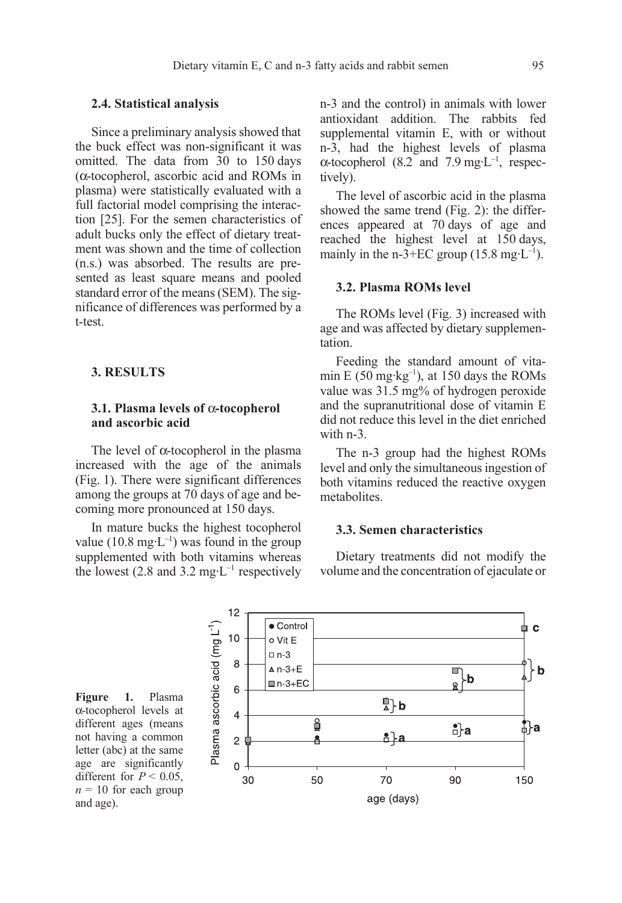### 2.4. Statistical analysis

Since a preliminary analysis showed that the buck effect was non-significant it was omitted. The data from 30 to 150 days (α-tocopherol, ascorbic acid and ROMs in plasma) were statistically evaluated with a full factorial model comprising the interaction [25]. For the semen characteristics of adult bucks only the effect of dietary treatment was shown and the time of collection (n.s.) was absorbed. The results are presented as least square means and pooled standard error of the means (SEM). The significance of differences was performed by a t-test.

## 3. RESULTS

### 3.1. Plasma levels of α-tocopherol and ascorbic acid

The level of α-tocopherol in the plasma increased with the age of the animals (Fig. 1). There were significant differences among the groups at 70 days of age and becoming more pronounced at 150 days.

In mature bucks the highest tocopherol value ($10.8\ mg \cdot L^{-1}$) was found in the group supplemented with both vitamins whereas the lowest (2.8 and $3.2\ mg \cdot L^{-1}$ respectively n-3 and the control) in animals with lower antioxidant addition. The rabbits fed supplemental vitamin E, with or without n-3, had the highest levels of plasma α-tocopherol (8.2 and $7.9\ mg \cdot L^{-1}$, respectively).

The level of ascorbic acid in the plasma showed the same trend (Fig. 2): the differences appeared at 70 days of age and reached the highest level at 150 days, mainly in the n-3+EC group ($15.8\ mg \cdot L^{-1}$).

### 3.2. Plasma ROMs level

The ROMs level (Fig. 3) increased with age and was affected by dietary supplementation.

Feeding the standard amount of vitamin E ($50\ mg \cdot kg^{-1}$), at 150 days the ROMs value was 31.5 mg% of hydrogen peroxide and the supranutritional dose of vitamin E did not reduce this level in the diet enriched with n-3.

The n-3 group had the highest ROMs level and only the simultaneous ingestion of both vitamins reduced the reactive oxygen metabolites.

### 3.3. Semen characteristics

Dietary treatments did not modify the volume and the concentration of ejaculate or

**Figure 1.** Plasma α-tocopherol levels at different ages (means not having a common letter (abc) at the same age are significantly different for $P < 0.05$, $n = 10$ for each group and age).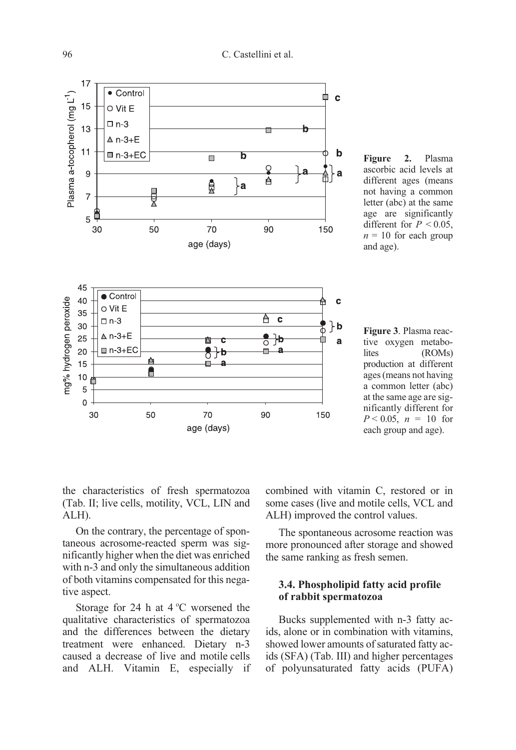**Figure 2.** Plasma ascorbic acid levels at different ages (means not having a common letter (abc) at the same age are significantly different for $P < 0.05$, $n = 10$ for each group and age).

**Figure 3**. Plasma reactive oxygen metabolites (ROMs) production at different ages (means not having a common letter (abc) at the same age are significantly different for $P < 0.05$, $n = 10$ for each group and age).

the characteristics of fresh spermatozoa (Tab. II; live cells, motility, VCL, LIN and ALH).

On the contrary, the percentage of spontaneous acrosome-reacted sperm was significantly higher when the diet was enriched with n-3 and only the simultaneous addition of both vitamins compensated for this negative aspect.

Storage for 24 h at 4 °C worsened the qualitative characteristics of spermatozoa and the differences between the dietary treatment were enhanced. Dietary n-3 caused a decrease of live and motile cells and ALH. Vitamin E, especially if combined with vitamin C, restored or in some cases (live and motile cells, VCL and ALH) improved the control values.

The spontaneous acrosome reaction was more pronounced after storage and showed the same ranking as fresh semen.

### 3.4. Phospholipid fatty acid profile of rabbit spermatozoa

Bucks supplemented with n-3 fatty acids, alone or in combination with vitamins, showed lower amounts of saturated fatty acids (SFA) (Tab. III) and higher percentages of polyunsaturated fatty acids (PUFA)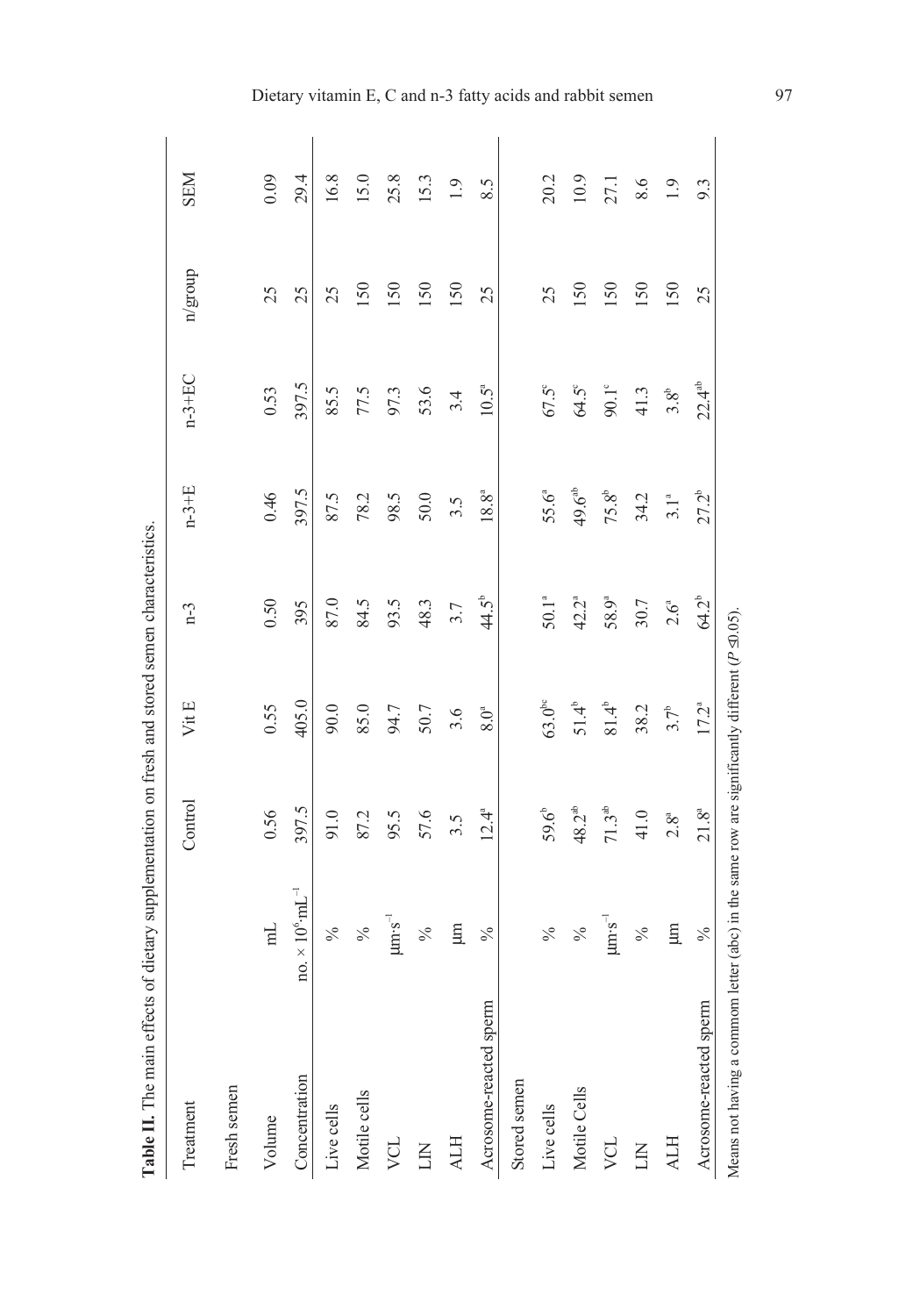**Table II.** The main effects of dietary supplementation on fresh and stored semen characteristics.

| Treatment | | Control | Vit E | n-3 | n-3+E | n-3+EC | n/group | SEM |
|---|---|---|---|---|---|---|---|---|
| Fresh semen | | | | | | | | |
| Volume | mL | 0.56 | 0.55 | 0.50 | 0.46 | 0.53 | 25 | 0.09 |
| Concentration | no. $\times 10^6 \cdot mL^{-1}$ | 397.5 | 405.0 | 395 | 397.5 | 397.5 | 25 | 29.4 |
| Live cells | % | 91.0 | 90.0 | 87.0 | 87.5 | 85.5 | 25 | 16.8 |
| Motile cells | % | 87.2 | 85.0 | 84.5 | 78.2 | 77.5 | 150 | 15.0 |
| VCL | $\mu m \cdot s^{-1}$ | 95.5 | 94.7 | 93.5 | 98.5 | 97.3 | 150 | 25.8 |
| LIN | % | 57.6 | 50.7 | 48.3 | 50.0 | 53.6 | 150 | 15.3 |
| ALH | μm | 3.5 | 3.6 | 3.7 | 3.5 | 3.4 | 150 | 1.9 |
| Acrosome-reacted sperm | % | 12.4[a] | 8.0[a] | 44.5[b] | 18.8[a] | 10.5[a] | 25 | 8.5 |
| Stored semen | | | | | | | | |
| Live cells | % | 59.6[b] | 63.0[bc] | 50.1[a] | 55.6[a] | 67.5[c] | 25 | 20.2 |
| Motile Cells | % | 48.2[ab] | 51.4[b] | 42.2[a] | 49.6[ab] | 64.5[c] | 150 | 10.9 |
| VCL | $\mu m \cdot s^{-1}$ | 71.3[ab] | 81.4[b] | 58.9[a] | 75.8[b] | 90.1[c] | 150 | 27.1 |
| LIN | % | 41.0 | 38.2 | 30.7 | 34.2 | 41.3 | 150 | 8.6 |
| ALH | μm | 2.8[a] | 3.7[b] | 2.6[a] | 3.1[a] | 3.8[b] | 150 | 1.9 |
| Acrosome-reacted sperm | % | 21.8[a] | 17.2[a] | 64.2[b] | 27.2[b] | 22.4[ab] | 25 | 9.3 |

Means not having a commom letter (abc) in the same row are significantly different ($P \leq 0.05$).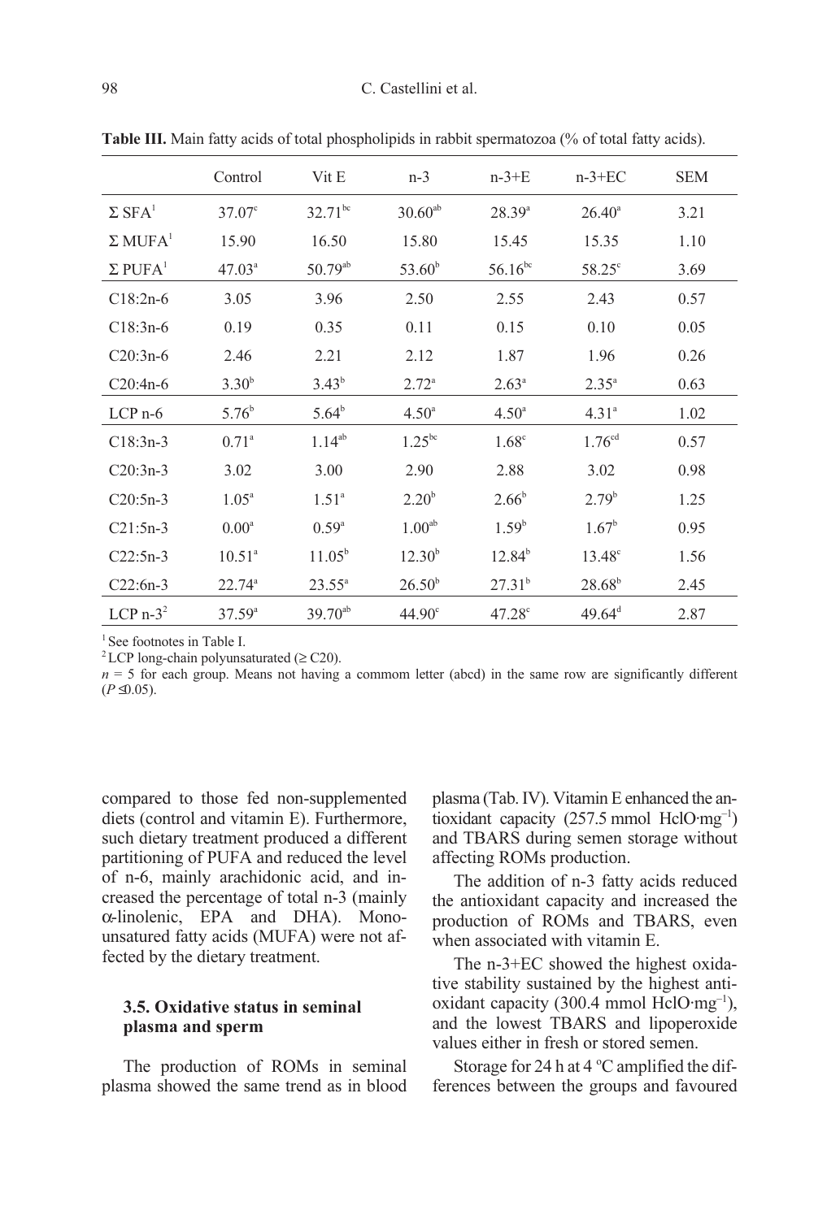**Table III.** Main fatty acids of total phospholipids in rabbit spermatozoa (% of total fatty acids).

| | Control | Vit E | n-3 | n-3+E | n-3+EC | SEM |
|---|---|---|---|---|---|---|
| Σ SFA[1] | 37.07[c] | 32.71[bc] | 30.60[ab] | 28.39[a] | 26.40[a] | 3.21 |
| Σ MUFA[1] | 15.90 | 16.50 | 15.80 | 15.45 | 15.35 | 1.10 |
| Σ PUFA[1] | 47.03[a] | 50.79[ab] | 53.60[b] | 56.16[bc] | 58.25[c] | 3.69 |
| C18:2n-6 | 3.05 | 3.96 | 2.50 | 2.55 | 2.43 | 0.57 |
| C18:3n-6 | 0.19 | 0.35 | 0.11 | 0.15 | 0.10 | 0.05 |
| C20:3n-6 | 2.46 | 2.21 | 2.12 | 1.87 | 1.96 | 0.26 |
| C20:4n-6 | 3.30[b] | 3.43[b] | 2.72[a] | 2.63[a] | 2.35[a] | 0.63 |
| LCP n-6 | 5.76[b] | 5.64[b] | 4.50[a] | 4.50[a] | 4.31[a] | 1.02 |
| C18:3n-3 | 0.71[a] | 1.14[ab] | 1.25[bc] | 1.68[c] | 1.76[cd] | 0.57 |
| C20:3n-3 | 3.02 | 3.00 | 2.90 | 2.88 | 3.02 | 0.98 |
| C20:5n-3 | 1.05[a] | 1.51[a] | 2.20[b] | 2.66[b] | 2.79[b] | 1.25 |
| C21:5n-3 | 0.00[a] | 0.59[a] | 1.00[ab] | 1.59[b] | 1.67[b] | 0.95 |
| C22:5n-3 | 10.51[a] | 11.05[b] | 12.30[b] | 12.84[b] | 13.48[c] | 1.56 |
| C22:6n-3 | 22.74[a] | 23.55[a] | 26.50[b] | 27.31[b] | 28.68[b] | 2.45 |
| LCP n-3[2] | 37.59[a] | 39.70[ab] | 44.90[c] | 47.28[c] | 49.64[d] | 2.87 |

[1] See footnotes in Table I.
[2] LCP long-chain polyunsaturated (≥ C20).
$n = 5$ for each group. Means not having a commom letter (abcd) in the same row are significantly different ($P \leq 0.05$).

compared to those fed non-supplemented diets (control and vitamin E). Furthermore, such dietary treatment produced a different partitioning of PUFA and reduced the level of n-6, mainly arachidonic acid, and increased the percentage of total n-3 (mainly α-linolenic, EPA and DHA). Monounsatured fatty acids (MUFA) were not affected by the dietary treatment.

### 3.5. Oxidative status in seminal plasma and sperm

The production of ROMs in seminal plasma showed the same trend as in blood plasma (Tab. IV). Vitamin E enhanced the antioxidant capacity (257.5 mmol HclO·mg$^{-1}$) and TBARS during semen storage without affecting ROMs production.

The addition of n-3 fatty acids reduced the antioxidant capacity and increased the production of ROMs and TBARS, even when associated with vitamin E.

The n-3+EC showed the highest oxidative stability sustained by the highest antioxidant capacity (300.4 mmol HclO·mg$^{-1}$), and the lowest TBARS and lipoperoxide values either in fresh or stored semen.

Storage for 24 h at 4 °C amplified the differences between the groups and favoured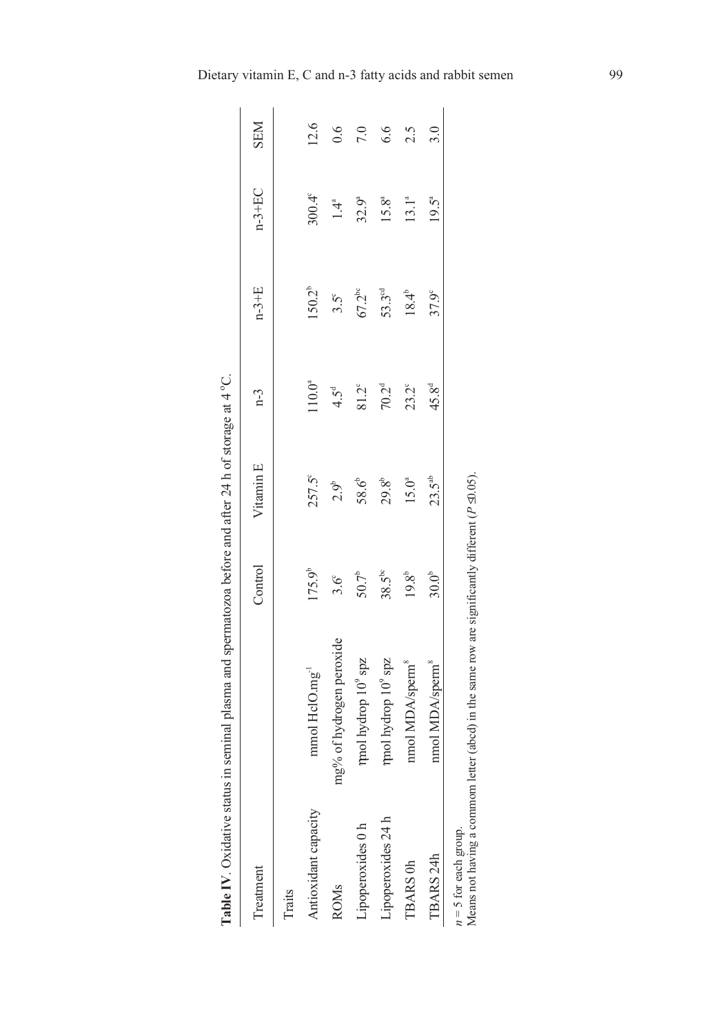**Table IV**. Oxidative status in seminal plasma and spermatozoa before and after 24 h of storage at 4 °C.

| Treatment | | Control | Vitamin E | n-3 | n-3+E | n-3+EC | SEM |
|---|---|---|---|---|---|---|---|
| Traits | | | | | | | |
| Antioxidant capacity | mmol HclO.mg$^{-1}$ | 175.9$^{b}$ | 257.5$^{c}$ | 110.0$^{a}$ | 150.2$^{b}$ | 300.4$^{c}$ | 12.6 |
| ROMs | mg% of hydrogen peroxide | 3.6$^{c}$ | 2.9$^{b}$ | 4.5$^{d}$ | 3.5$^{c}$ | 1.4$^{a}$ | 0.6 |
| Lipoperoxides 0 h | ηmol hydrop 10$^{9}$ spz | 50.7$^{b}$ | 58.6$^{b}$ | 81.2$^{c}$ | 67.2$^{bc}$ | 32.9$^{a}$ | 7.0 |
| Lipoperoxides 24 h | ηmol hydrop 10$^{9}$ spz | 38.5$^{bc}$ | 29.8$^{b}$ | 70.2$^{d}$ | 53.3$^{cd}$ | 15.8$^{a}$ | 6.6 |
| TBARS 0h | nmol MDA/sperm$^{8}$ | 19.8$^{b}$ | 15.0$^{a}$ | 23.2$^{c}$ | 18.4$^{b}$ | 13.1$^{a}$ | 2.5 |
| TBARS 24h | nmol MDA/sperm$^{8}$ | 30.0$^{b}$ | 23.5$^{ab}$ | 45.8$^{d}$ | 37.9$^{c}$ | 19.5$^{a}$ | 3.0 |

$n$ = 5 for each group.
Means not having a common letter (abcd) in the same row are significantly different ($P \leq 0.05$).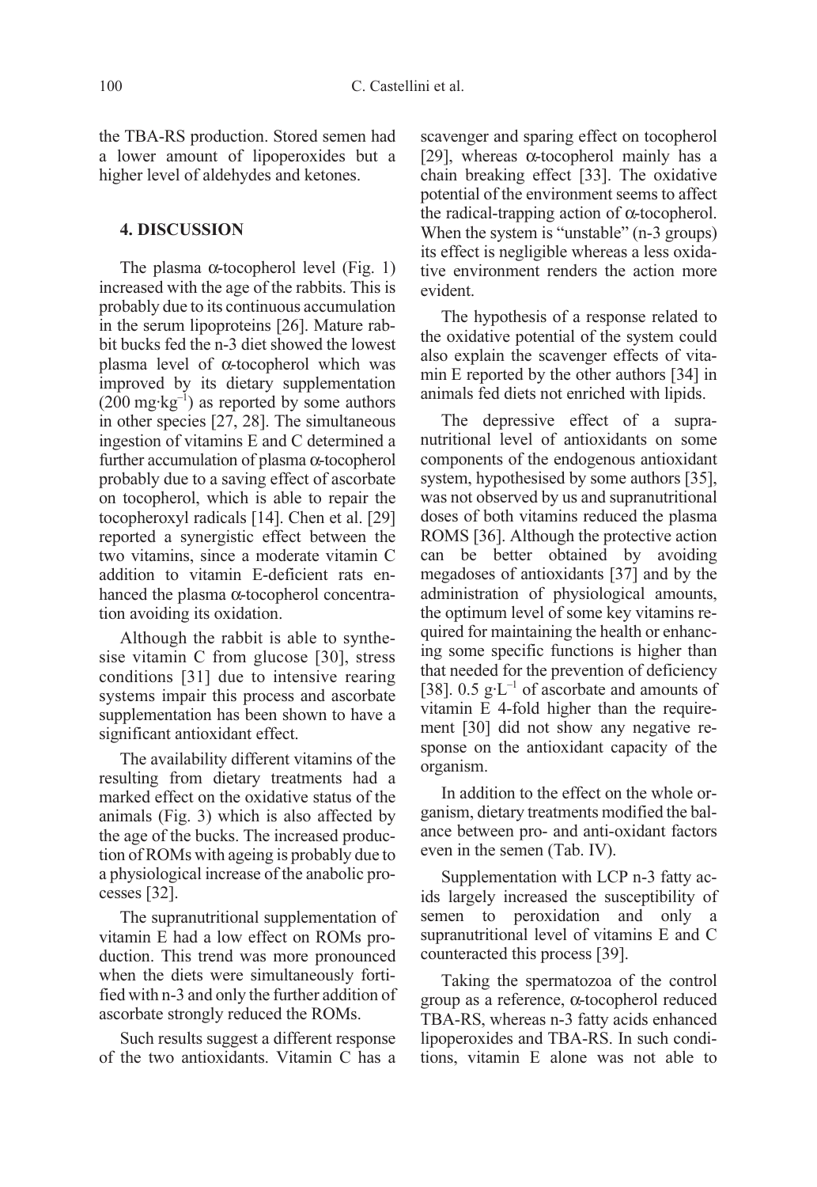the TBA-RS production. Stored semen had a lower amount of lipoperoxides but a higher level of aldehydes and ketones.

## 4. DISCUSSION

The plasma α-tocopherol level (Fig. 1) increased with the age of the rabbits. This is probably due to its continuous accumulation in the serum lipoproteins [26]. Mature rabbit bucks fed the n-3 diet showed the lowest plasma level of α-tocopherol which was improved by its dietary supplementation (200 $mg \cdot kg^{-1}$) as reported by some authors in other species [27, 28]. The simultaneous ingestion of vitamins E and C determined a further accumulation of plasma α-tocopherol probably due to a saving effect of ascorbate on tocopherol, which is able to repair the tocopheroxyl radicals [14]. Chen et al. [29] reported a synergistic effect between the two vitamins, since a moderate vitamin C addition to vitamin E-deficient rats enhanced the plasma α-tocopherol concentration avoiding its oxidation.

Although the rabbit is able to synthesise vitamin C from glucose [30], stress conditions [31] due to intensive rearing systems impair this process and ascorbate supplementation has been shown to have a significant antioxidant effect.

The availability different vitamins of the resulting from dietary treatments had a marked effect on the oxidative status of the animals (Fig. 3) which is also affected by the age of the bucks. The increased production of ROMs with ageing is probably due to a physiological increase of the anabolic processes [32].

The supranutritional supplementation of vitamin E had a low effect on ROMs production. This trend was more pronounced when the diets were simultaneously fortified with n-3 and only the further addition of ascorbate strongly reduced the ROMs.

Such results suggest a different response of the two antioxidants. Vitamin C has a scavenger and sparing effect on tocopherol [29], whereas α-tocopherol mainly has a chain breaking effect [33]. The oxidative potential of the environment seems to affect the radical-trapping action of α-tocopherol. When the system is "unstable" (n-3 groups) its effect is negligible whereas a less oxidative environment renders the action more evident.

The hypothesis of a response related to the oxidative potential of the system could also explain the scavenger effects of vitamin E reported by the other authors [34] in animals fed diets not enriched with lipids.

The depressive effect of a supranutritional level of antioxidants on some components of the endogenous antioxidant system, hypothesised by some authors [35], was not observed by us and supranutritional doses of both vitamins reduced the plasma ROMS [36]. Although the protective action can be better obtained by avoiding megadoses of antioxidants [37] and by the administration of physiological amounts, the optimum level of some key vitamins required for maintaining the health or enhancing some specific functions is higher than that needed for the prevention of deficiency [38]. 0.5 $g \cdot L^{-1}$ of ascorbate and amounts of vitamin E 4-fold higher than the requirement [30] did not show any negative response on the antioxidant capacity of the organism.

In addition to the effect on the whole organism, dietary treatments modified the balance between pro- and anti-oxidant factors even in the semen (Tab. IV).

Supplementation with LCP n-3 fatty acids largely increased the susceptibility of semen to peroxidation and only a supranutritional level of vitamins E and C counteracted this process [39].

Taking the spermatozoa of the control group as a reference, α-tocopherol reduced TBA-RS, whereas n-3 fatty acids enhanced lipoperoxides and TBA-RS. In such conditions, vitamin E alone was not able to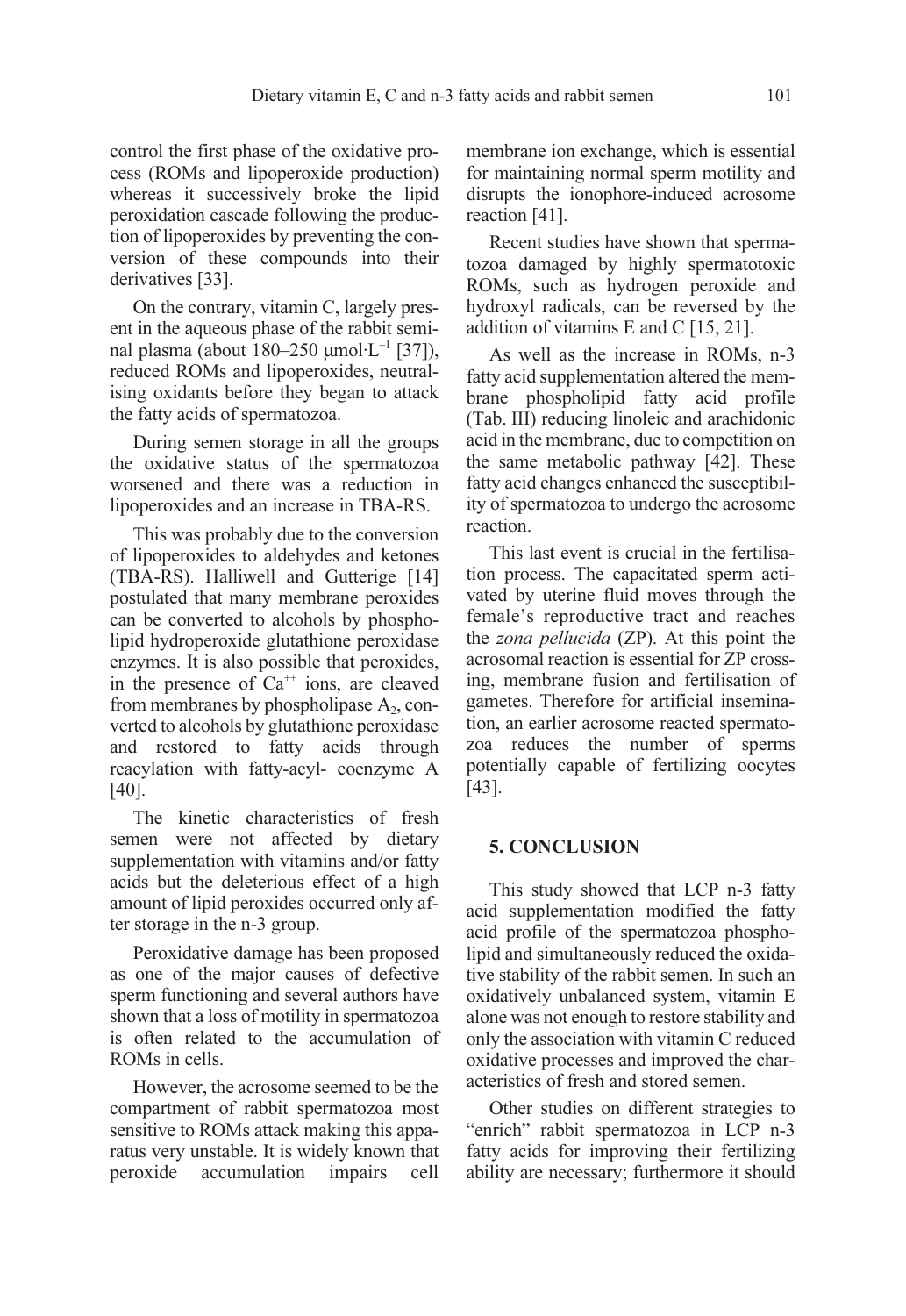control the first phase of the oxidative process (ROMs and lipoperoxide production) whereas it successively broke the lipid peroxidation cascade following the production of lipoperoxides by preventing the conversion of these compounds into their derivatives [33].

On the contrary, vitamin C, largely present in the aqueous phase of the rabbit seminal plasma (about 180–250 $\mu mol \cdot L^{-1}$ [37]), reduced ROMs and lipoperoxides, neutralising oxidants before they began to attack the fatty acids of spermatozoa.

During semen storage in all the groups the oxidative status of the spermatozoa worsened and there was a reduction in lipoperoxides and an increase in TBA-RS.

This was probably due to the conversion of lipoperoxides to aldehydes and ketones (TBA-RS). Halliwell and Gutterige [14] postulated that many membrane peroxides can be converted to alcohols by phospholipid hydroperoxide glutathione peroxidase enzymes. It is also possible that peroxides, in the presence of $Ca^{++}$ ions, are cleaved from membranes by phospholipase $A_2$, converted to alcohols by glutathione peroxidase and restored to fatty acids through reacylation with fatty-acyl- coenzyme A [40].

The kinetic characteristics of fresh semen were not affected by dietary supplementation with vitamins and/or fatty acids but the deleterious effect of a high amount of lipid peroxides occurred only after storage in the n-3 group.

Peroxidative damage has been proposed as one of the major causes of defective sperm functioning and several authors have shown that a loss of motility in spermatozoa is often related to the accumulation of ROMs in cells.

However, the acrosome seemed to be the compartment of rabbit spermatozoa most sensitive to ROMs attack making this apparatus very unstable. It is widely known that peroxide accumulation impairs cell membrane ion exchange, which is essential for maintaining normal sperm motility and disrupts the ionophore-induced acrosome reaction [41].

Recent studies have shown that spermatozoa damaged by highly spermatotoxic ROMs, such as hydrogen peroxide and hydroxyl radicals, can be reversed by the addition of vitamins E and C [15, 21].

As well as the increase in ROMs, n-3 fatty acid supplementation altered the membrane phospholipid fatty acid profile (Tab. III) reducing linoleic and arachidonic acid in the membrane, due to competition on the same metabolic pathway [42]. These fatty acid changes enhanced the susceptibility of spermatozoa to undergo the acrosome reaction.

This last event is crucial in the fertilisation process. The capacitated sperm activated by uterine fluid moves through the female's reproductive tract and reaches the *zona pellucida* (ZP). At this point the acrosomal reaction is essential for ZP crossing, membrane fusion and fertilisation of gametes. Therefore for artificial insemination, an earlier acrosome reacted spermatozoa reduces the number of sperms potentially capable of fertilizing oocytes [43].

## 5. CONCLUSION

This study showed that LCP n-3 fatty acid supplementation modified the fatty acid profile of the spermatozoa phospholipid and simultaneously reduced the oxidative stability of the rabbit semen. In such an oxidatively unbalanced system, vitamin E alone was not enough to restore stability and only the association with vitamin C reduced oxidative processes and improved the characteristics of fresh and stored semen.

Other studies on different strategies to "enrich" rabbit spermatozoa in LCP n-3 fatty acids for improving their fertilizing ability are necessary; furthermore it should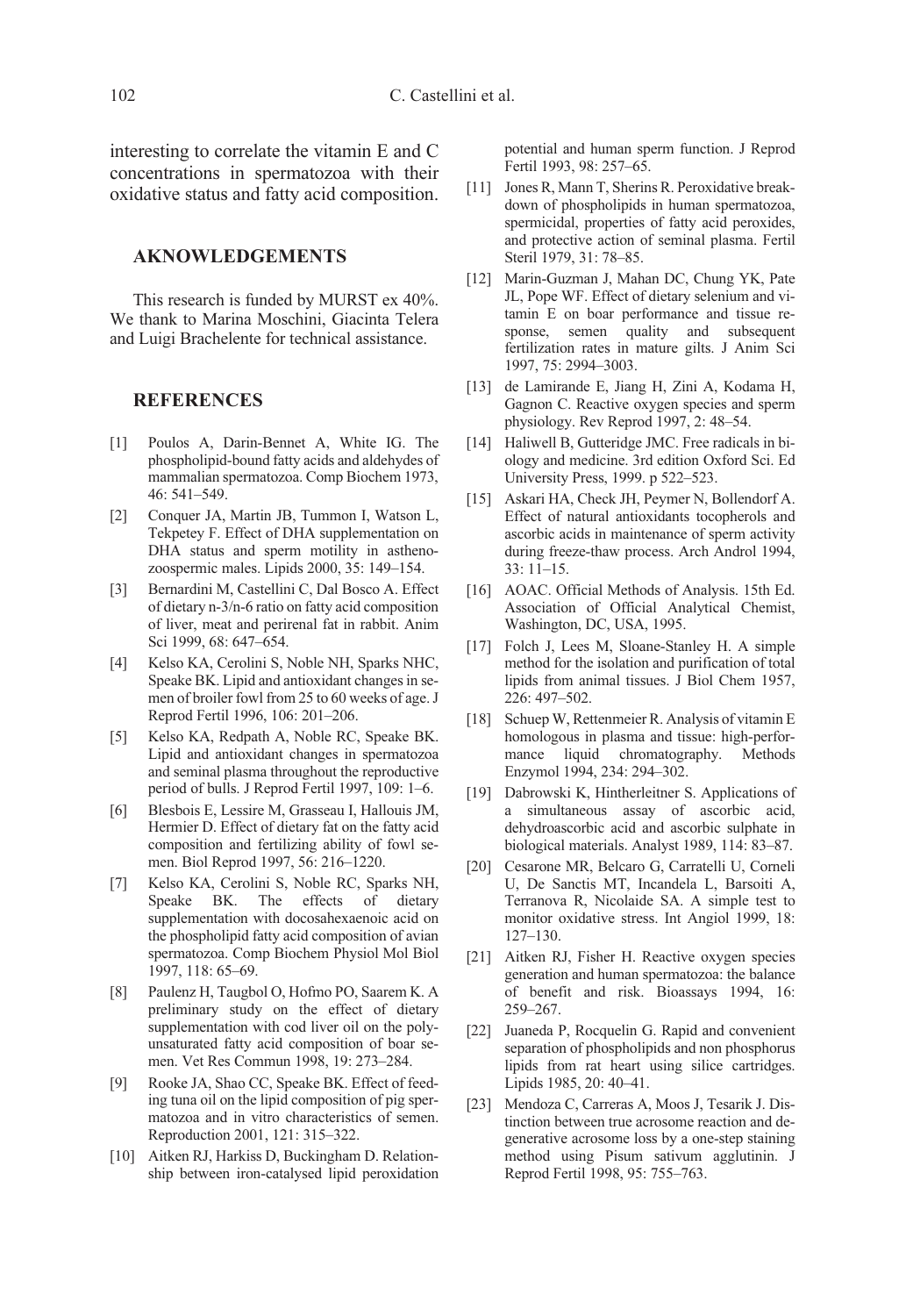interesting to correlate the vitamin E and C concentrations in spermatozoa with their oxidative status and fatty acid composition.

## AKNOWLEDGEMENTS

This research is funded by MURST ex 40%. We thank to Marina Moschini, Giacinta Telera and Luigi Brachelente for technical assistance.

## REFERENCES

[1] Poulos A, Darin-Bennet A, White IG. The phospholipid-bound fatty acids and aldehydes of mammalian spermatozoa. Comp Biochem 1973, 46: 541–549.

[2] Conquer JA, Martin JB, Tummon I, Watson L, Tekpetey F. Effect of DHA supplementation on DHA status and sperm motility in asthenozoospermic males. Lipids 2000, 35: 149–154.

[3] Bernardini M, Castellini C, Dal Bosco A. Effect of dietary n-3/n-6 ratio on fatty acid composition of liver, meat and perirenal fat in rabbit. Anim Sci 1999, 68: 647–654.

[4] Kelso KA, Cerolini S, Noble NH, Sparks NHC, Speake BK. Lipid and antioxidant changes in semen of broiler fowl from 25 to 60 weeks of age. J Reprod Fertil 1996, 106: 201–206.

[5] Kelso KA, Redpath A, Noble RC, Speake BK. Lipid and antioxidant changes in spermatozoa and seminal plasma throughout the reproductive period of bulls. J Reprod Fertil 1997, 109: 1–6.

[6] Blesbois E, Lessire M, Grasseau I, Hallouis JM, Hermier D. Effect of dietary fat on the fatty acid composition and fertilizing ability of fowl semen. Biol Reprod 1997, 56: 216–1220.

[7] Kelso KA, Cerolini S, Noble RC, Sparks NH, Speake BK. The effects of dietary supplementation with docosahexaenoic acid on the phospholipid fatty acid composition of avian spermatozoa. Comp Biochem Physiol Mol Biol 1997, 118: 65–69.

[8] Paulenz H, Taugbol O, Hofmo PO, Saarem K. A preliminary study on the effect of dietary supplementation with cod liver oil on the polyunsaturated fatty acid composition of boar semen. Vet Res Commun 1998, 19: 273–284.

[9] Rooke JA, Shao CC, Speake BK. Effect of feeding tuna oil on the lipid composition of pig spermatozoa and in vitro characteristics of semen. Reproduction 2001, 121: 315–322.

[10] Aitken RJ, Harkiss D, Buckingham D. Relationship between iron-catalysed lipid peroxidation potential and human sperm function. J Reprod Fertil 1993, 98: 257–65.

[11] Jones R, Mann T, Sherins R. Peroxidative breakdown of phospholipids in human spermatozoa, spermicidal, properties of fatty acid peroxides, and protective action of seminal plasma. Fertil Steril 1979, 31: 78–85.

[12] Marin-Guzman J, Mahan DC, Chung YK, Pate JL, Pope WF. Effect of dietary selenium and vitamin E on boar performance and tissue response, semen quality and subsequent fertilization rates in mature gilts. J Anim Sci 1997, 75: 2994–3003.

[13] de Lamirande E, Jiang H, Zini A, Kodama H, Gagnon C. Reactive oxygen species and sperm physiology. Rev Reprod 1997, 2: 48–54.

[14] Haliwell B, Gutteridge JMC. Free radicals in biology and medicine. 3rd edition Oxford Sci. Ed University Press, 1999. p 522–523.

[15] Askari HA, Check JH, Peymer N, Bollendorf A. Effect of natural antioxidants tocopherols and ascorbic acids in maintenance of sperm activity during freeze-thaw process. Arch Androl 1994, 33: 11–15.

[16] AOAC. Official Methods of Analysis. 15th Ed. Association of Official Analytical Chemist, Washington, DC, USA, 1995.

[17] Folch J, Lees M, Sloane-Stanley H. A simple method for the isolation and purification of total lipids from animal tissues. J Biol Chem 1957, 226: 497–502.

[18] Schuep W, Rettenmeier R. Analysis of vitamin E homologous in plasma and tissue: high-performance liquid chromatography. Methods Enzymol 1994, 234: 294–302.

[19] Dabrowski K, Hintherleitner S. Applications of a simultaneous assay of ascorbic acid, dehydroascorbic acid and ascorbic sulphate in biological materials. Analyst 1989, 114: 83–87.

[20] Cesarone MR, Belcaro G, Carratelli U, Corneli U, De Sanctis MT, Incandela L, Barsoiti A, Terranova R, Nicolaide SA. A simple test to monitor oxidative stress. Int Angiol 1999, 18: 127–130.

[21] Aitken RJ, Fisher H. Reactive oxygen species generation and human spermatozoa: the balance of benefit and risk. Bioassays 1994, 16: 259–267.

[22] Juaneda P, Rocquelin G. Rapid and convenient separation of phospholipids and non phosphorus lipids from rat heart using silice cartridges. Lipids 1985, 20: 40–41.

[23] Mendoza C, Carreras A, Moos J, Tesarik J. Distinction between true acrosome reaction and degenerative acrosome loss by a one-step staining method using Pisum sativum agglutinin. J Reprod Fertil 1998, 95: 755–763.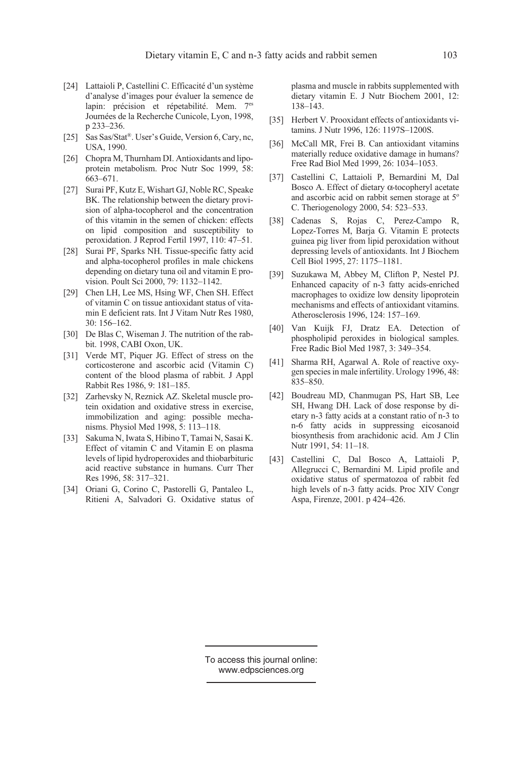[24] Lattaioli P, Castellini C. Efficacité d'un système d'analyse d'images pour évaluer la semence de lapin: précision et répetabilité. Mem. 7[es] Journées de la Recherche Cunicole, Lyon, 1998, p 233–236.

[25] Sas Sas/Stat®. User's Guide, Version 6, Cary, nc, USA, 1990.

[26] Chopra M, Thurnham DI. Antioxidants and lipoprotein metabolism. Proc Nutr Soc 1999, 58: 663–671.

[27] Surai PF, Kutz E, Wishart GJ, Noble RC, Speake BK. The relationship between the dietary provision of alpha-tocopherol and the concentration of this vitamin in the semen of chicken: effects on lipid composition and susceptibility to peroxidation. J Reprod Fertil 1997, 110: 47–51.

[28] Surai PF, Sparks NH. Tissue-specific fatty acid and alpha-tocopherol profiles in male chickens depending on dietary tuna oil and vitamin E provision. Poult Sci 2000, 79: 1132–1142.

[29] Chen LH, Lee MS, Hsing WF, Chen SH. Effect of vitamin C on tissue antioxidant status of vitamin E deficient rats. Int J Vitam Nutr Res 1980, 30: 156–162.

[30] De Blas C, Wiseman J. The nutrition of the rabbit. 1998, CABI Oxon, UK.

[31] Verde MT, Piquer JG. Effect of stress on the corticosterone and ascorbic acid (Vitamin C) content of the blood plasma of rabbit. J Appl Rabbit Res 1986, 9: 181–185.

[32] Zarhevsky N, Reznick AZ. Skeletal muscle protein oxidation and oxidative stress in exercise, immobilization and aging: possible mechanisms. Physiol Med 1998, 5: 113–118.

[33] Sakuma N, Iwata S, Hibino T, Tamai N, Sasai K. Effect of vitamin C and Vitamin E on plasma levels of lipid hydroperoxides and thiobarbituric acid reactive substance in humans. Curr Ther Res 1996, 58: 317–321.

[34] Oriani G, Corino C, Pastorelli G, Pantaleo L, Ritieni A, Salvadori G. Oxidative status of plasma and muscle in rabbits supplemented with dietary vitamin E. J Nutr Biochem 2001, 12: 138–143.

[35] Herbert V. Prooxidant effects of antioxidants vitamins. J Nutr 1996, 126: 1197S–1200S.

[36] McCall MR, Frei B. Can antioxidant vitamins materially reduce oxidative damage in humans? Free Rad Biol Med 1999, 26: 1034–1053.

[37] Castellini C, Lattaioli P, Bernardini M, Dal Bosco A. Effect of dietary α-tocopheryl acetate and ascorbic acid on rabbit semen storage at 5° C. Theriogenology 2000, 54: 523–533.

[38] Cadenas S, Rojas C, Perez-Campo R, Lopez-Torres M, Barja G. Vitamin E protects guinea pig liver from lipid peroxidation without depressing levels of antioxidants. Int J Biochem Cell Biol 1995, 27: 1175–1181.

[39] Suzukawa M, Abbey M, Clifton P, Nestel PJ. Enhanced capacity of n-3 fatty acids-enriched macrophages to oxidize low density lipoprotein mechanisms and effects of antioxidant vitamins. Atherosclerosis 1996, 124: 157–169.

[40] Van Kuijk FJ, Dratz EA. Detection of phospholipid peroxides in biological samples. Free Radic Biol Med 1987, 3: 349–354.

[41] Sharma RH, Agarwal A. Role of reactive oxygen species in male infertility. Urology 1996, 48: 835–850.

[42] Boudreau MD, Chanmugan PS, Hart SB, Lee SH, Hwang DH. Lack of dose response by dietary n-3 fatty acids at a constant ratio of n-3 to n-6 fatty acids in suppressing eicosanoid biosynthesis from arachidonic acid. Am J Clin Nutr 1991, 54: 11–18.

[43] Castellini C, Dal Bosco A, Lattaioli P, Allegrucci C, Bernardini M. Lipid profile and oxidative status of spermatozoa of rabbit fed high levels of n-3 fatty acids. Proc XIV Congr Aspa, Firenze, 2001. p 424–426.

To access this journal online:
www.edpsciences.org